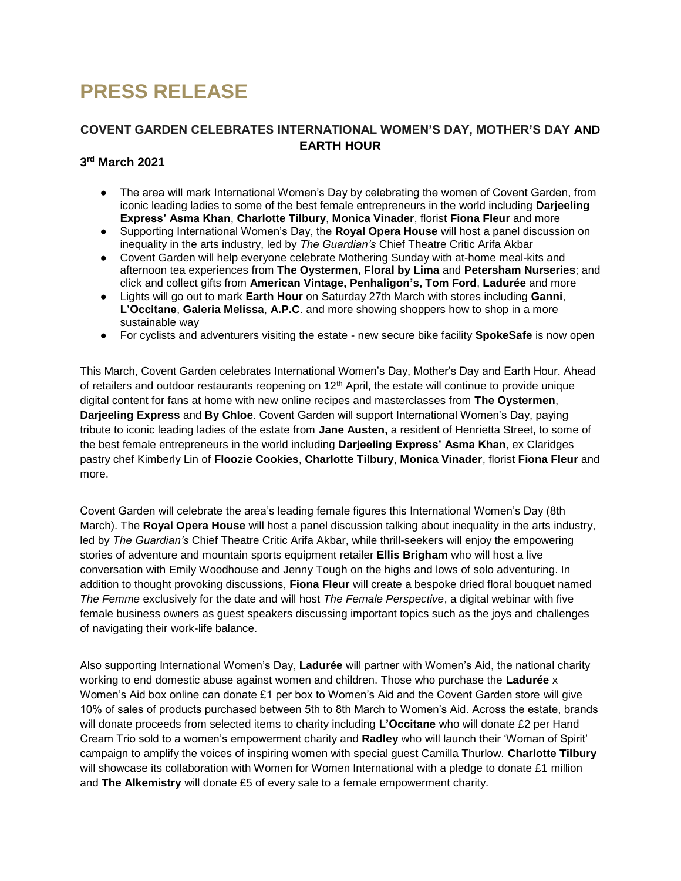# PRESS RELEASE

## COVENT GARDEN CELEBRATES INTERNATIONAL WOMEN'S DAY, MOTHER'S DAY AND EARTH HOUR

**3rd March 2021**

- The area will mark International Women's Day by celebrating the women of Covent Garden, from iconic leading ladies to some of the best female entrepreneurs in the world including **Darjeeling Express' Asma Khan**, **Charlotte Tilbury**, **Monica Vinader**, florist **Fiona Fleur** and more
- Supporting International Women's Day, the **Royal Opera House** will host a panel discussion on inequality in the arts industry, led by *The Guardian's* Chief Theatre Critic Arifa Akbar
- Covent Garden will help everyone celebrate Mothering Sunday with at-home meal-kits and afternoon tea experiences from **The Oystermen, Floral by Lima** and **Petersham Nurseries**; and click and collect gifts from **American Vintage, Penhaligon's, Tom Ford**, **Ladurée** and more
- Lights will go out to mark **Earth Hour** on Saturday 27th March with stores including **Ganni**, **L'Occitane**, **Galeria Melissa**, **A.P.C**. and more showing shoppers how to shop in a more sustainable way
- For cyclists and adventurers visiting the estate - new secure bike facility **SpokeSafe** is now open

This March, Covent Garden celebrates International Women's Day, Mother's Day and Earth Hour. Ahead of retailers and outdoor restaurants reopening on 12th April, the estate will continue to provide unique digital content for fans at home with new online recipes and masterclasses from **The Oystermen**, **Darjeeling Express** and **By Chloe**. Covent Garden will support International Women's Day, paying tribute to iconic leading ladies of the estate from **Jane Austen,** a resident of Henrietta Street, to some of the best female entrepreneurs in the world including **Darjeeling Express' Asma Khan**, ex Claridges pastry chef Kimberly Lin of **Floozie Cookies**, **Charlotte Tilbury**, **Monica Vinader**, florist **Fiona Fleur** and more.

Covent Garden will celebrate the area's leading female figures this International Women's Day (8th March). The **Royal Opera House** will host a panel discussion talking about inequality in the arts industry, led by *The Guardian's* Chief Theatre Critic Arifa Akbar, while thrill-seekers will enjoy the empowering stories of adventure and mountain sports equipment retailer **Ellis Brigham** who will host a live conversation with Emily Woodhouse and Jenny Tough on the highs and lows of solo adventuring. In addition to thought provoking discussions, **Fiona Fleur** will create a bespoke dried floral bouquet named *The Femme* exclusively for the date and will host *The Female Perspective*, a digital webinar with five female business owners as guest speakers discussing important topics such as the joys and challenges of navigating their work-life balance.

Also supporting International Women's Day, **Ladurée** will partner with Women's Aid, the national charity working to end domestic abuse against women and children. Those who purchase the **Ladurée** x Women's Aid box online can donate £1 per box to Women's Aid and the Covent Garden store will give 10% of sales of products purchased between 5th to 8th March to Women's Aid. Across the estate, brands will donate proceeds from selected items to charity including **L'Occitane** who will donate £2 per Hand Cream Trio sold to a women's empowerment charity and **Radley** who will launch their 'Woman of Spirit' campaign to amplify the voices of inspiring women with special guest Camilla Thurlow. **Charlotte Tilbury** will showcase its collaboration with Women for Women International with a pledge to donate £1 million and **The Alkemistry** will donate £5 of every sale to a female empowerment charity.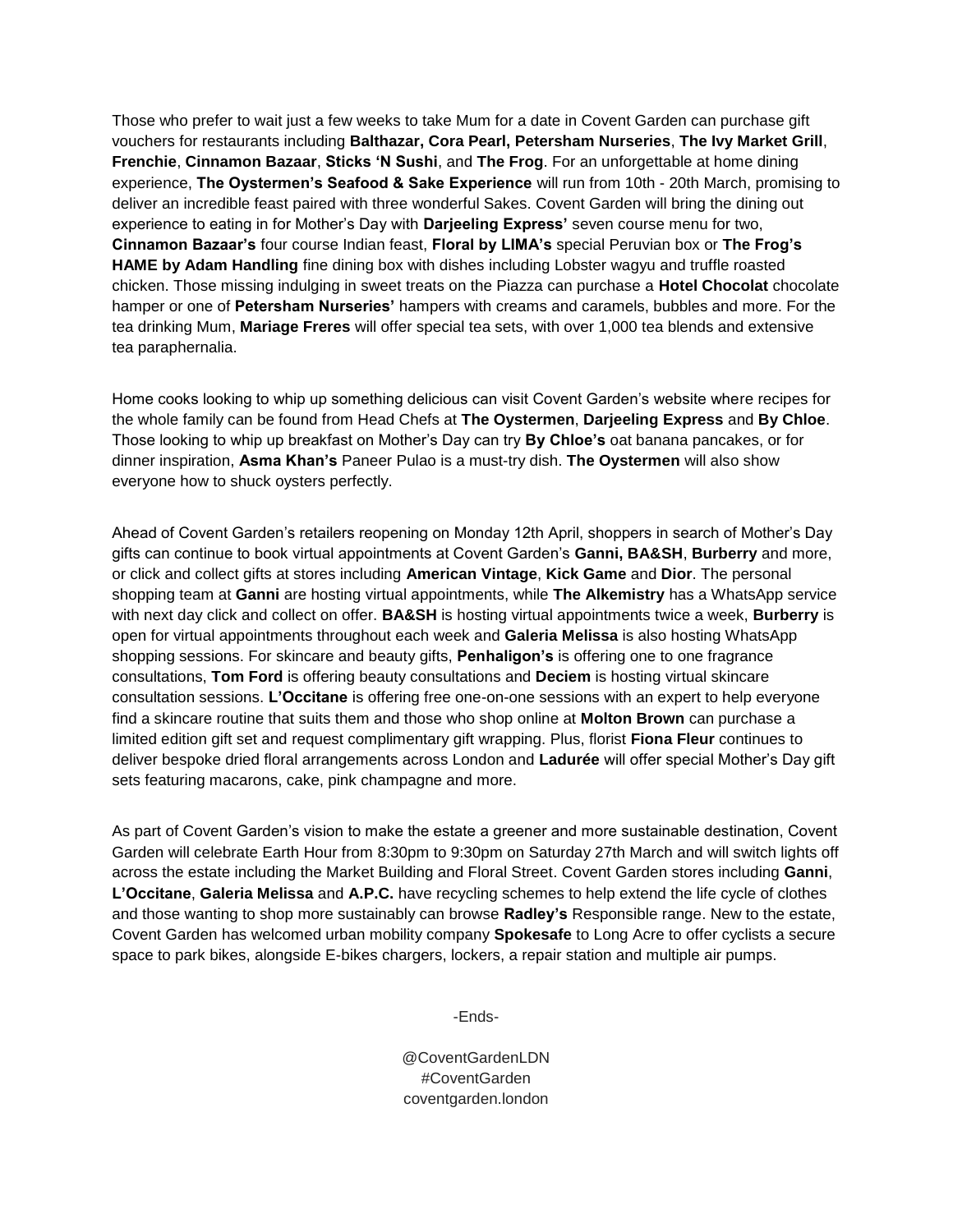Those who prefer to wait just a few weeks to take Mum for a date in Covent Garden can purchase gift vouchers for restaurants including **Balthazar, Cora Pearl, Petersham Nurseries**, **The Ivy Market Grill**, **Frenchie**, **Cinnamon Bazaar**, **Sticks 'N Sushi**, and **The Frog**. For an unforgettable at home dining experience, **The Oystermen's Seafood & Sake Experience** will run from 10th - 20th March, promising to deliver an incredible feast paired with three wonderful Sakes. Covent Garden will bring the dining out experience to eating in for Mother's Day with **Darjeeling Express'** seven course menu for two, **Cinnamon Bazaar's** four course Indian feast, **Floral by LIMA's** special Peruvian box or **The Frog's HAME by Adam Handling** fine dining box with dishes including Lobster wagyu and truffle roasted chicken. Those missing indulging in sweet treats on the Piazza can purchase a **Hotel Chocolat** chocolate hamper or one of **Petersham Nurseries'** hampers with creams and caramels, bubbles and more. For the tea drinking Mum, **Mariage Freres** will offer special tea sets, with over 1,000 tea blends and extensive tea paraphernalia.

Home cooks looking to whip up something delicious can visit Covent Garden's website where recipes for the whole family can be found from Head Chefs at **The Oystermen**, **Darjeeling Express** and **By Chloe**. Those looking to whip up breakfast on Mother's Day can try **By Chloe's** oat banana pancakes, or for dinner inspiration, **Asma Khan's** Paneer Pulao is a must-try dish. **The Oystermen** will also show everyone how to shuck oysters perfectly.

Ahead of Covent Garden's retailers reopening on Monday 12th April, shoppers in search of Mother's Day gifts can continue to book virtual appointments at Covent Garden's **Ganni, BA&SH**, **Burberry** and more, or click and collect gifts at stores including **American Vintage**, **Kick Game** and **Dior**. The personal shopping team at **Ganni** are hosting virtual appointments, while **The Alkemistry** has a WhatsApp service with next day click and collect on offer. **BA&SH** is hosting virtual appointments twice a week, **Burberry** is open for virtual appointments throughout each week and **Galeria Melissa** is also hosting WhatsApp shopping sessions. For skincare and beauty gifts, **Penhaligon's** is offering one to one fragrance consultations, **Tom Ford** is offering beauty consultations and **Deciem** is hosting virtual skincare consultation sessions. **L'Occitane** is offering free one-on-one sessions with an expert to help everyone find a skincare routine that suits them and those who shop online at **Molton Brown** can purchase a limited edition gift set and request complimentary gift wrapping. Plus, florist **Fiona Fleur** continues to deliver bespoke dried floral arrangements across London and **Ladurée** will offer special Mother's Day gift sets featuring macarons, cake, pink champagne and more.

As part of Covent Garden's vision to make the estate a greener and more sustainable destination, Covent Garden will celebrate Earth Hour from 8:30pm to 9:30pm on Saturday 27th March and will switch lights off across the estate including the Market Building and Floral Street. Covent Garden stores including **Ganni**, **L'Occitane**, **Galeria Melissa** and **A.P.C.** have recycling schemes to help extend the life cycle of clothes and those wanting to shop more sustainably can browse **Radley's** Responsible range. New to the estate, Covent Garden has welcomed urban mobility company **Spokesafe** to Long Acre to offer cyclists a secure space to park bikes, alongside E-bikes chargers, lockers, a repair station and multiple air pumps.

-Ends-

@CoventGardenLDN
#CoventGarden
coventgarden.london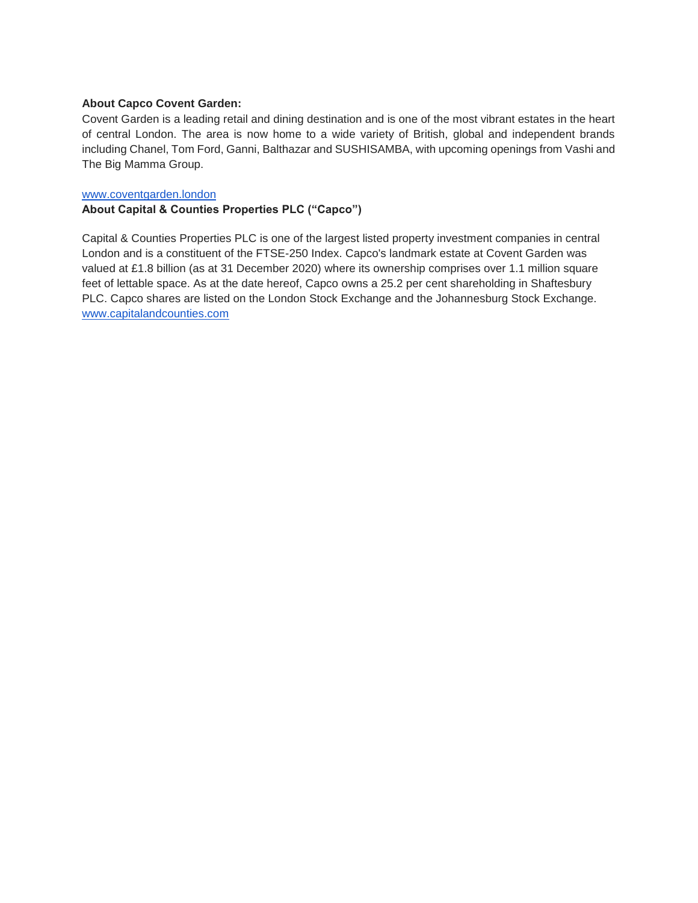**About Capco Covent Garden:**

Covent Garden is a leading retail and dining destination and is one of the most vibrant estates in the heart of central London. The area is now home to a wide variety of British, global and independent brands including Chanel, Tom Ford, Ganni, Balthazar and SUSHISAMBA, with upcoming openings from Vashi and The Big Mamma Group.

www.coventgarden.london

**About Capital & Counties Properties PLC ("Capco")**

Capital & Counties Properties PLC is one of the largest listed property investment companies in central London and is a constituent of the FTSE-250 Index. Capco's landmark estate at Covent Garden was valued at £1.8 billion (as at 31 December 2020) where its ownership comprises over 1.1 million square feet of lettable space. As at the date hereof, Capco owns a 25.2 per cent shareholding in Shaftesbury PLC. Capco shares are listed on the London Stock Exchange and the Johannesburg Stock Exchange.
www.capitalandcounties.com